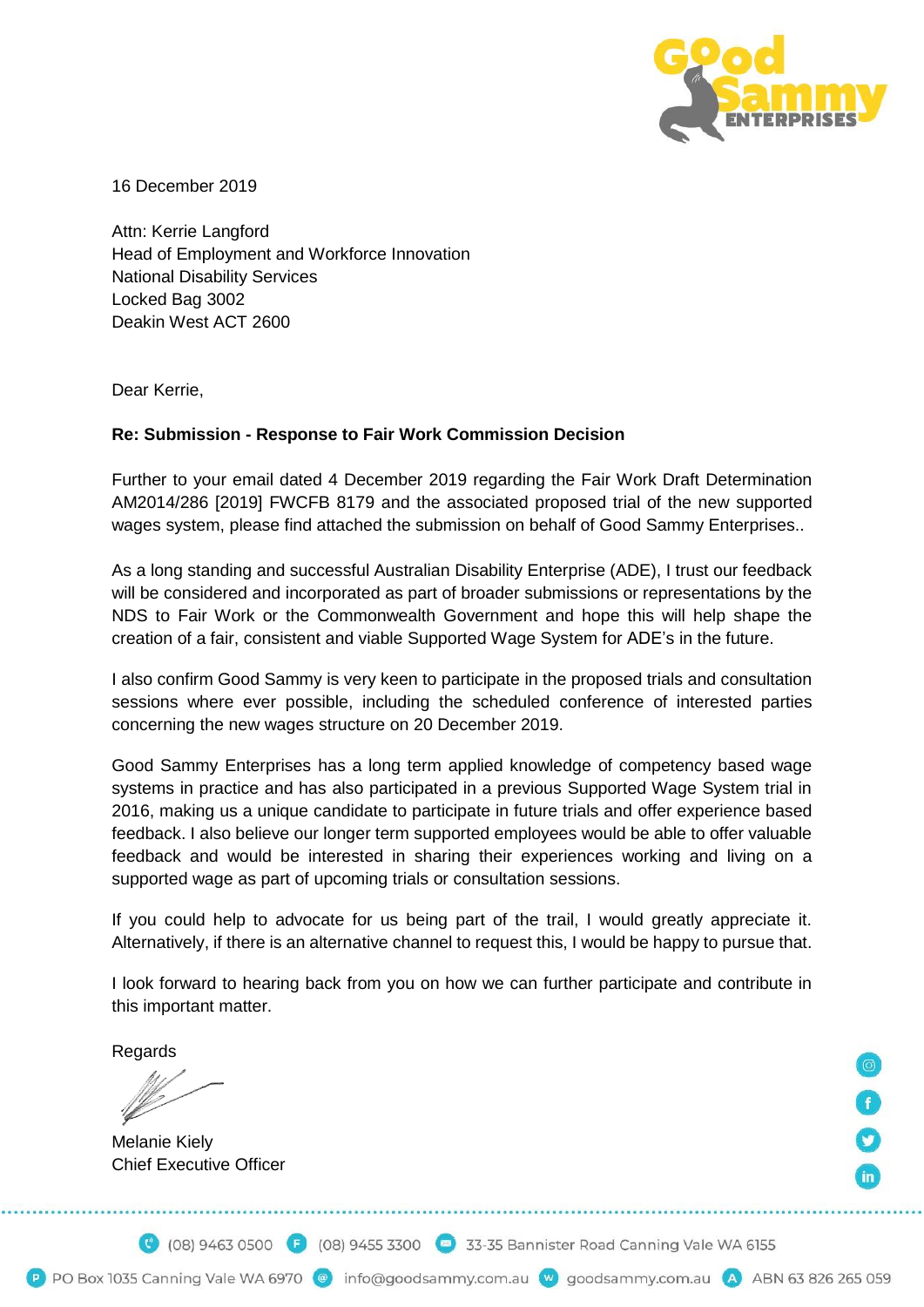16 December 2019

Attn: Kerrie Langford
Head of Employment and Workforce Innovation
National Disability Services
Locked Bag 3002
Deakin West ACT 2600

Dear Kerrie,

**Re: Submission - Response to Fair Work Commission Decision**

Further to your email dated 4 December 2019 regarding the Fair Work Draft Determination AM2014/286 [2019] FWCFB 8179 and the associated proposed trial of the new supported wages system, please find attached the submission on behalf of Good Sammy Enterprises..

As a long standing and successful Australian Disability Enterprise (ADE), I trust our feedback will be considered and incorporated as part of broader submissions or representations by the NDS to Fair Work or the Commonwealth Government and hope this will help shape the creation of a fair, consistent and viable Supported Wage System for ADE's in the future.

I also confirm Good Sammy is very keen to participate in the proposed trials and consultation sessions where ever possible, including the scheduled conference of interested parties concerning the new wages structure on 20 December 2019.

Good Sammy Enterprises has a long term applied knowledge of competency based wage systems in practice and has also participated in a previous Supported Wage System trial in 2016, making us a unique candidate to participate in future trials and offer experience based feedback. I also believe our longer term supported employees would be able to offer valuable feedback and would be interested in sharing their experiences working and living on a supported wage as part of upcoming trials or consultation sessions.

If you could help to advocate for us being part of the trail, I would greatly appreciate it. Alternatively, if there is an alternative channel to request this, I would be happy to pursue that.

I look forward to hearing back from you on how we can further participate and contribute in this important matter.

Regards

Melanie Kiely
Chief Executive Officer

(08) 9463 0500 F (08) 9455 3300 33-35 Bannister Road Canning Vale WA 6155
PO Box 1035 Canning Vale WA 6970 info@goodsammy.com.au goodsammy.com.au ABN 63 826 265 059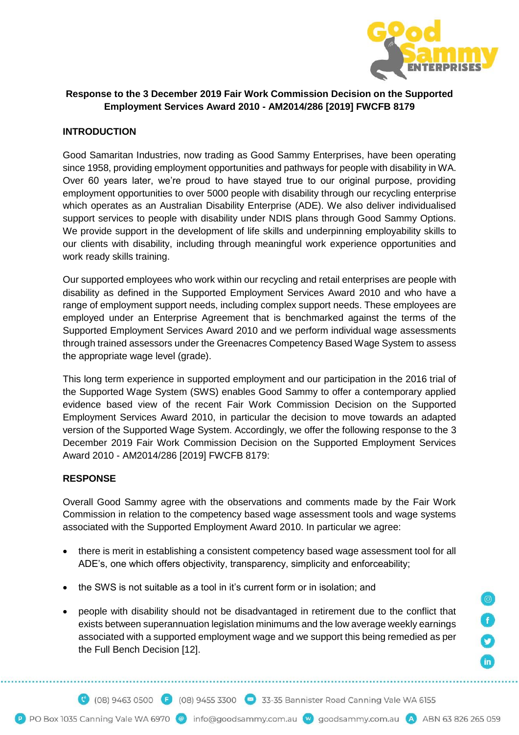**Response to the 3 December 2019 Fair Work Commission Decision on the Supported Employment Services Award 2010 - AM2014/286 [2019] FWCFB 8179**

## INTRODUCTION

Good Samaritan Industries, now trading as Good Sammy Enterprises, have been operating since 1958, providing employment opportunities and pathways for people with disability in WA. Over 60 years later, we're proud to have stayed true to our original purpose, providing employment opportunities to over 5000 people with disability through our recycling enterprise which operates as an Australian Disability Enterprise (ADE). We also deliver individualised support services to people with disability under NDIS plans through Good Sammy Options. We provide support in the development of life skills and underpinning employability skills to our clients with disability, including through meaningful work experience opportunities and work ready skills training.

Our supported employees who work within our recycling and retail enterprises are people with disability as defined in the Supported Employment Services Award 2010 and who have a range of employment support needs, including complex support needs. These employees are employed under an Enterprise Agreement that is benchmarked against the terms of the Supported Employment Services Award 2010 and we perform individual wage assessments through trained assessors under the Greenacres Competency Based Wage System to assess the appropriate wage level (grade).

This long term experience in supported employment and our participation in the 2016 trial of the Supported Wage System (SWS) enables Good Sammy to offer a contemporary applied evidence based view of the recent Fair Work Commission Decision on the Supported Employment Services Award 2010, in particular the decision to move towards an adapted version of the Supported Wage System. Accordingly, we offer the following response to the 3 December 2019 Fair Work Commission Decision on the Supported Employment Services Award 2010 - AM2014/286 [2019] FWCFB 8179:

## RESPONSE

Overall Good Sammy agree with the observations and comments made by the Fair Work Commission in relation to the competency based wage assessment tools and wage systems associated with the Supported Employment Award 2010. In particular we agree:

- there is merit in establishing a consistent competency based wage assessment tool for all ADE's, one which offers objectivity, transparency, simplicity and enforceability;
- the SWS is not suitable as a tool in it's current form or in isolation; and
- people with disability should not be disadvantaged in retirement due to the conflict that exists between superannuation legislation minimums and the low average weekly earnings associated with a supported employment wage and we support this being remedied as per the Full Bench Decision [12].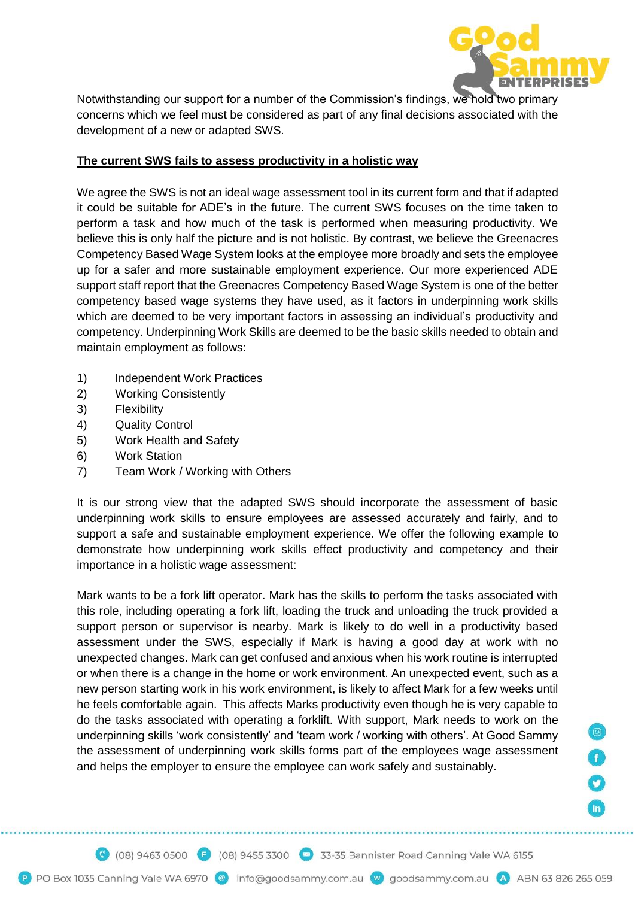Notwithstanding our support for a number of the Commission's findings, we hold two primary concerns which we feel must be considered as part of any final decisions associated with the development of a new or adapted SWS.

**The current SWS fails to assess productivity in a holistic way**

We agree the SWS is not an ideal wage assessment tool in its current form and that if adapted it could be suitable for ADE's in the future. The current SWS focuses on the time taken to perform a task and how much of the task is performed when measuring productivity. We believe this is only half the picture and is not holistic. By contrast, we believe the Greenacres Competency Based Wage System looks at the employee more broadly and sets the employee up for a safer and more sustainable employment experience. Our more experienced ADE support staff report that the Greenacres Competency Based Wage System is one of the better competency based wage systems they have used, as it factors in underpinning work skills which are deemed to be very important factors in assessing an individual's productivity and competency. Underpinning Work Skills are deemed to be the basic skills needed to obtain and maintain employment as follows:

1) Independent Work Practices
2) Working Consistently
3) Flexibility
4) Quality Control
5) Work Health and Safety
6) Work Station
7) Team Work / Working with Others

It is our strong view that the adapted SWS should incorporate the assessment of basic underpinning work skills to ensure employees are assessed accurately and fairly, and to support a safe and sustainable employment experience. We offer the following example to demonstrate how underpinning work skills effect productivity and competency and their importance in a holistic wage assessment:

Mark wants to be a fork lift operator. Mark has the skills to perform the tasks associated with this role, including operating a fork lift, loading the truck and unloading the truck provided a support person or supervisor is nearby. Mark is likely to do well in a productivity based assessment under the SWS, especially if Mark is having a good day at work with no unexpected changes. Mark can get confused and anxious when his work routine is interrupted or when there is a change in the home or work environment. An unexpected event, such as a new person starting work in his work environment, is likely to affect Mark for a few weeks until he feels comfortable again. This affects Marks productivity even though he is very capable to do the tasks associated with operating a forklift. With support, Mark needs to work on the underpinning skills 'work consistently' and 'team work / working with others'. At Good Sammy the assessment of underpinning work skills forms part of the employees wage assessment and helps the employer to ensure the employee can work safely and sustainably.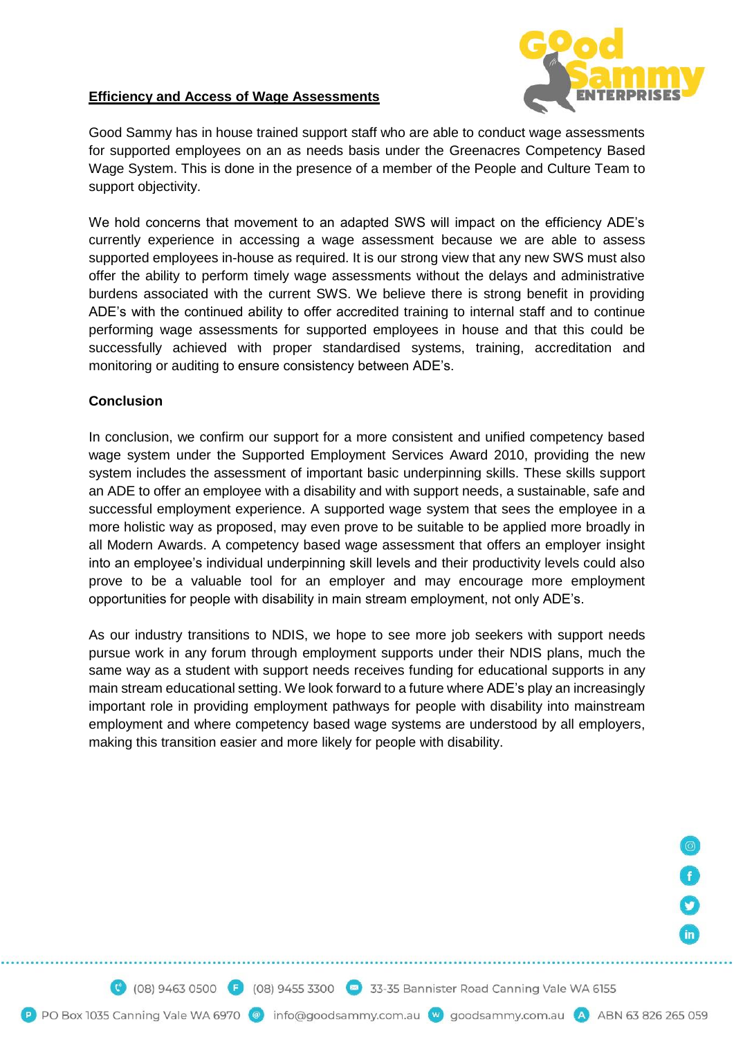**Efficiency and Access of Wage Assessments**

Good Sammy has in house trained support staff who are able to conduct wage assessments for supported employees on an as needs basis under the Greenacres Competency Based Wage System. This is done in the presence of a member of the People and Culture Team to support objectivity.

We hold concerns that movement to an adapted SWS will impact on the efficiency ADE's currently experience in accessing a wage assessment because we are able to assess supported employees in-house as required. It is our strong view that any new SWS must also offer the ability to perform timely wage assessments without the delays and administrative burdens associated with the current SWS. We believe there is strong benefit in providing ADE's with the continued ability to offer accredited training to internal staff and to continue performing wage assessments for supported employees in house and that this could be successfully achieved with proper standardised systems, training, accreditation and monitoring or auditing to ensure consistency between ADE's.

**Conclusion**

In conclusion, we confirm our support for a more consistent and unified competency based wage system under the Supported Employment Services Award 2010, providing the new system includes the assessment of important basic underpinning skills. These skills support an ADE to offer an employee with a disability and with support needs, a sustainable, safe and successful employment experience. A supported wage system that sees the employee in a more holistic way as proposed, may even prove to be suitable to be applied more broadly in all Modern Awards. A competency based wage assessment that offers an employer insight into an employee's individual underpinning skill levels and their productivity levels could also prove to be a valuable tool for an employer and may encourage more employment opportunities for people with disability in main stream employment, not only ADE's.

As our industry transitions to NDIS, we hope to see more job seekers with support needs pursue work in any forum through employment supports under their NDIS plans, much the same way as a student with support needs receives funding for educational supports in any main stream educational setting. We look forward to a future where ADE's play an increasingly important role in providing employment pathways for people with disability into mainstream employment and where competency based wage systems are understood by all employers, making this transition easier and more likely for people with disability.